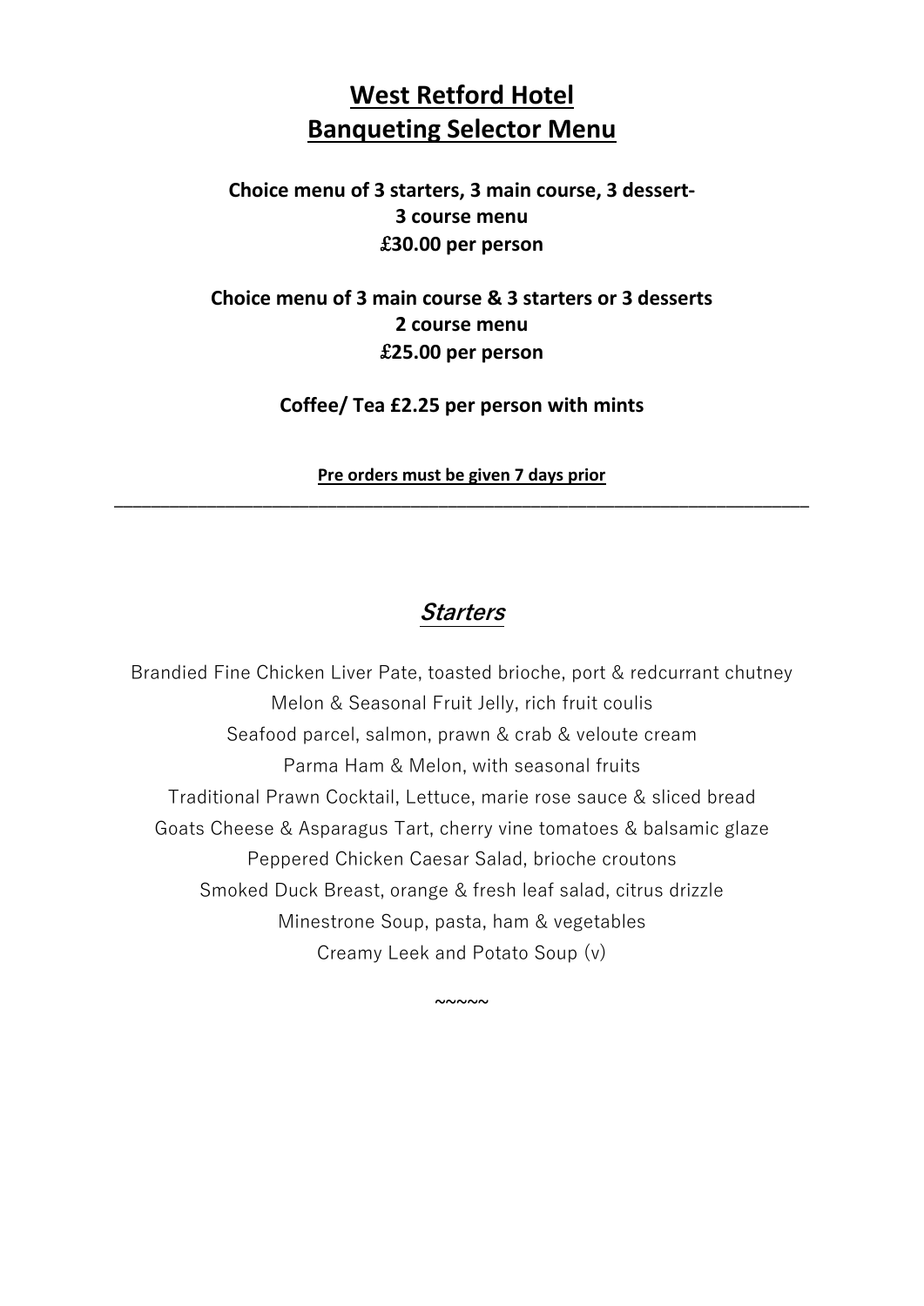# West Retford Hotel
# Banqueting Selector Menu

**Choice menu of 3 starters, 3 main course, 3 dessert-**
**3 course menu**
**£30.00 per person**

**Choice menu of 3 main course & 3 starters or 3 desserts**
**2 course menu**
**£25.00 per person**

**Coffee/ Tea £2.25 per person with mints**

**Pre orders must be given 7 days prior**

---

## *Starters*

Brandied Fine Chicken Liver Pate, toasted brioche, port & redcurrant chutney
Melon & Seasonal Fruit Jelly, rich fruit coulis
Seafood parcel, salmon, prawn & crab & veloute cream
Parma Ham & Melon, with seasonal fruits
Traditional Prawn Cocktail, Lettuce, marie rose sauce & sliced bread
Goats Cheese & Asparagus Tart, cherry vine tomatoes & balsamic glaze
Peppered Chicken Caesar Salad, brioche croutons
Smoked Duck Breast, orange & fresh leaf salad, citrus drizzle
Minestrone Soup, pasta, ham & vegetables
Creamy Leek and Potato Soup (v)

~~~~~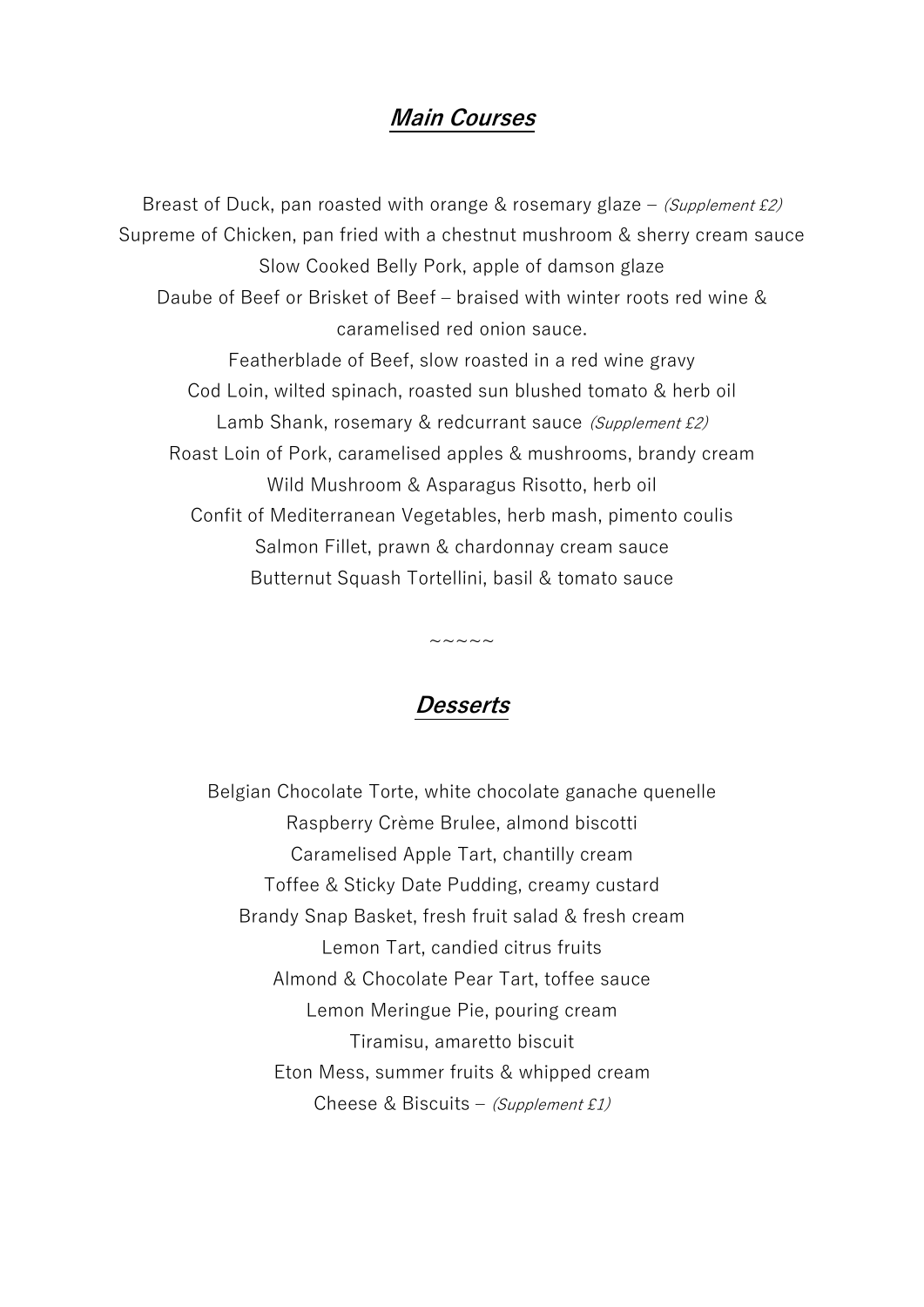## ***Main Courses***

Breast of Duck, pan roasted with orange & rosemary glaze – *(Supplement £2)*
Supreme of Chicken, pan fried with a chestnut mushroom & sherry cream sauce
Slow Cooked Belly Pork, apple of damson glaze
Daube of Beef or Brisket of Beef – braised with winter roots red wine & caramelised red onion sauce.
Featherblade of Beef, slow roasted in a red wine gravy
Cod Loin, wilted spinach, roasted sun blushed tomato & herb oil
Lamb Shank, rosemary & redcurrant sauce *(Supplement £2)*
Roast Loin of Pork, caramelised apples & mushrooms, brandy cream
Wild Mushroom & Asparagus Risotto, herb oil
Confit of Mediterranean Vegetables, herb mash, pimento coulis
Salmon Fillet, prawn & chardonnay cream sauce
Butternut Squash Tortellini, basil & tomato sauce

~~~~~

## ***Desserts***

Belgian Chocolate Torte, white chocolate ganache quenelle
Raspberry Crème Brulee, almond biscotti
Caramelised Apple Tart, chantilly cream
Toffee & Sticky Date Pudding, creamy custard
Brandy Snap Basket, fresh fruit salad & fresh cream
Lemon Tart, candied citrus fruits
Almond & Chocolate Pear Tart, toffee sauce
Lemon Meringue Pie, pouring cream
Tiramisu, amaretto biscuit
Eton Mess, summer fruits & whipped cream
Cheese & Biscuits – *(Supplement £1)*